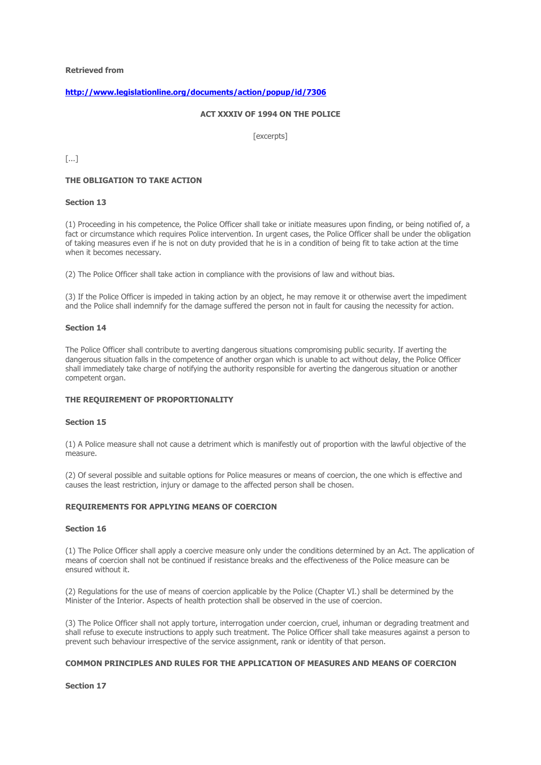**Retrieved from**

**[http://www.legislationline.org/documents/action/popup/id/7306](http://www.legislationline.org/documents/action/popup/id/7306)**

**ACT XXXIV OF 1994 ON THE POLICE**

[excerpts]

[...]

**THE OBLIGATION TO TAKE ACTION**

**Section 13**

(1) Proceeding in his competence, the Police Officer shall take or initiate measures upon finding, or being notified of, a fact or circumstance which requires Police intervention. In urgent cases, the Police Officer shall be under the obligation of taking measures even if he is not on duty provided that he is in a condition of being fit to take action at the time when it becomes necessary.

(2) The Police Officer shall take action in compliance with the provisions of law and without bias.

(3) If the Police Officer is impeded in taking action by an object, he may remove it or otherwise avert the impediment and the Police shall indemnify for the damage suffered the person not in fault for causing the necessity for action.

**Section 14**

The Police Officer shall contribute to averting dangerous situations compromising public security. If averting the dangerous situation falls in the competence of another organ which is unable to act without delay, the Police Officer shall immediately take charge of notifying the authority responsible for averting the dangerous situation or another competent organ.

**THE REQUIREMENT OF PROPORTIONALITY**

**Section 15**

(1) A Police measure shall not cause a detriment which is manifestly out of proportion with the lawful objective of the measure.

(2) Of several possible and suitable options for Police measures or means of coercion, the one which is effective and causes the least restriction, injury or damage to the affected person shall be chosen.

**REQUIREMENTS FOR APPLYING MEANS OF COERCION**

**Section 16**

(1) The Police Officer shall apply a coercive measure only under the conditions determined by an Act. The application of means of coercion shall not be continued if resistance breaks and the effectiveness of the Police measure can be ensured without it.

(2) Regulations for the use of means of coercion applicable by the Police (Chapter VI.) shall be determined by the Minister of the Interior. Aspects of health protection shall be observed in the use of coercion.

(3) The Police Officer shall not apply torture, interrogation under coercion, cruel, inhuman or degrading treatment and shall refuse to execute instructions to apply such treatment. The Police Officer shall take measures against a person to prevent such behaviour irrespective of the service assignment, rank or identity of that person.

**COMMON PRINCIPLES AND RULES FOR THE APPLICATION OF MEASURES AND MEANS OF COERCION**

**Section 17**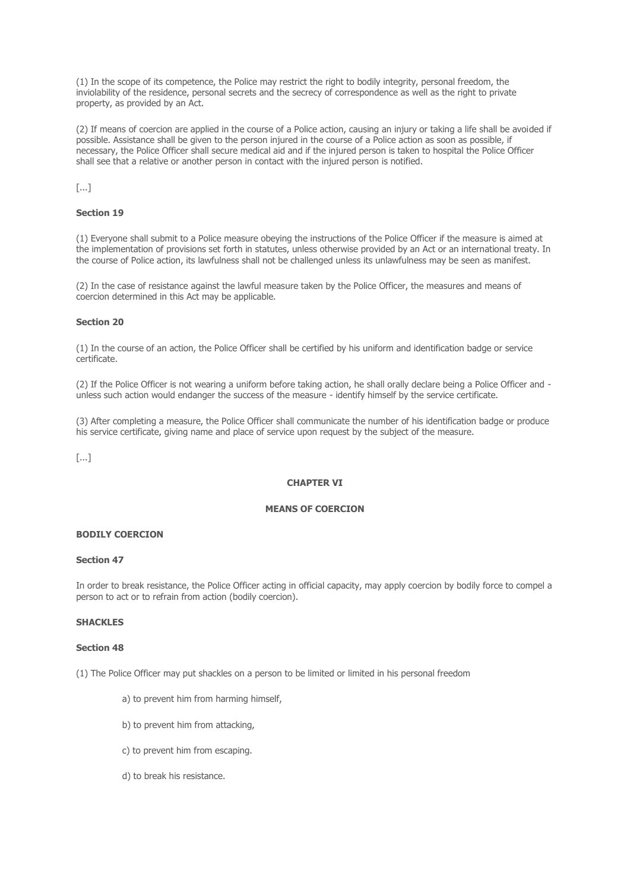(1) In the scope of its competence, the Police may restrict the right to bodily integrity, personal freedom, the inviolability of the residence, personal secrets and the secrecy of correspondence as well as the right to private property, as provided by an Act.

(2) If means of coercion are applied in the course of a Police action, causing an injury or taking a life shall be avoided if possible. Assistance shall be given to the person injured in the course of a Police action as soon as possible, if necessary, the Police Officer shall secure medical aid and if the injured person is taken to hospital the Police Officer shall see that a relative or another person in contact with the injured person is notified.

[...]

**Section 19**

(1) Everyone shall submit to a Police measure obeying the instructions of the Police Officer if the measure is aimed at the implementation of provisions set forth in statutes, unless otherwise provided by an Act or an international treaty. In the course of Police action, its lawfulness shall not be challenged unless its unlawfulness may be seen as manifest.

(2) In the case of resistance against the lawful measure taken by the Police Officer, the measures and means of coercion determined in this Act may be applicable.

**Section 20**

(1) In the course of an action, the Police Officer shall be certified by his uniform and identification badge or service certificate.

(2) If the Police Officer is not wearing a uniform before taking action, he shall orally declare being a Police Officer and - unless such action would endanger the success of the measure - identify himself by the service certificate.

(3) After completing a measure, the Police Officer shall communicate the number of his identification badge or produce his service certificate, giving name and place of service upon request by the subject of the measure.

[...]

## CHAPTER VI

## MEANS OF COERCION

**BODILY COERCION**

**Section 47**

In order to break resistance, the Police Officer acting in official capacity, may apply coercion by bodily force to compel a person to act or to refrain from action (bodily coercion).

**SHACKLES**

**Section 48**

(1) The Police Officer may put shackles on a person to be limited or limited in his personal freedom

a) to prevent him from harming himself,

b) to prevent him from attacking,

c) to prevent him from escaping.

d) to break his resistance.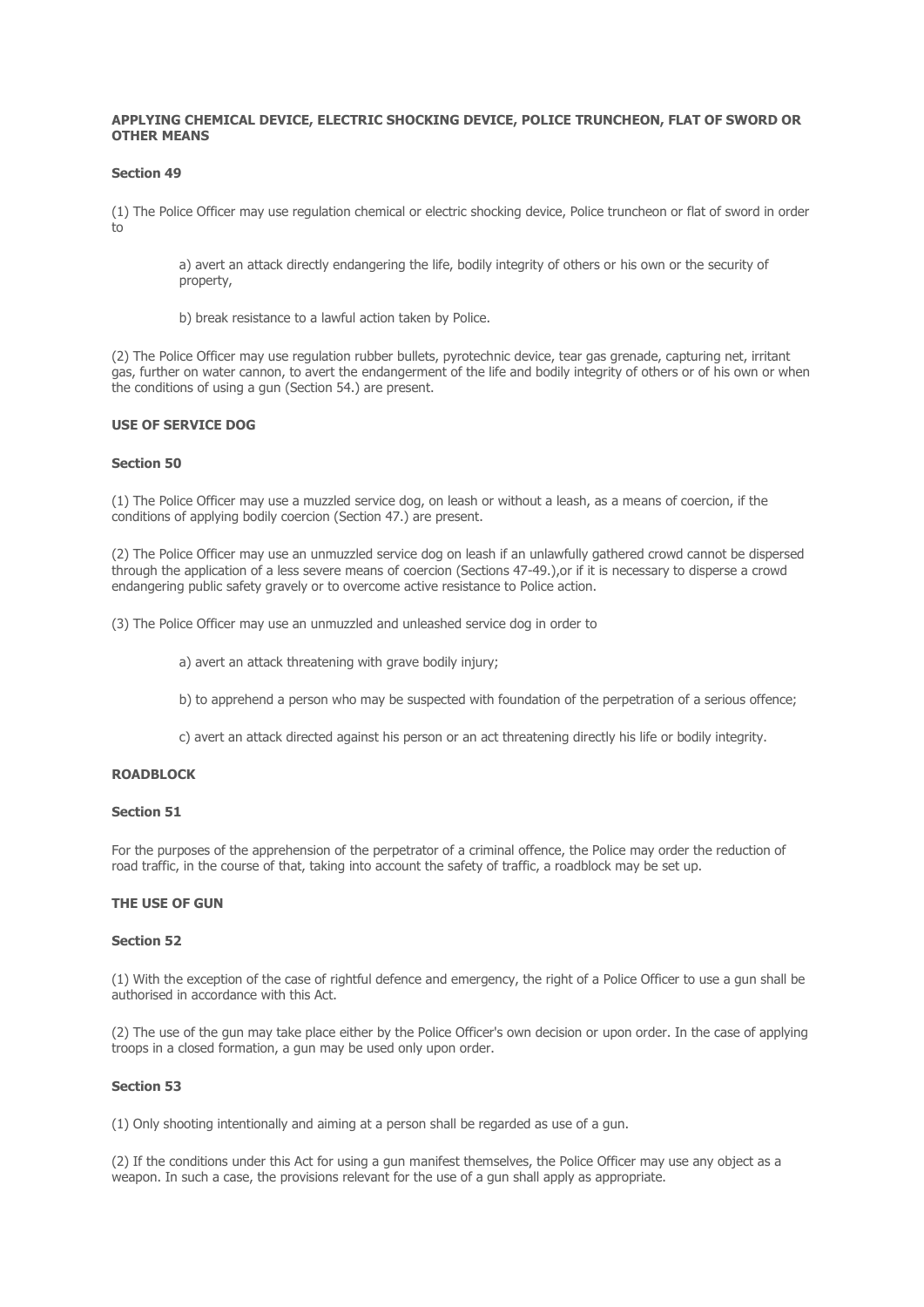**APPLYING CHEMICAL DEVICE, ELECTRIC SHOCKING DEVICE, POLICE TRUNCHEON, FLAT OF SWORD OR OTHER MEANS**

**Section 49**

(1) The Police Officer may use regulation chemical or electric shocking device, Police truncheon or flat of sword in order to

> a) avert an attack directly endangering the life, bodily integrity of others or his own or the security of property,
>
> b) break resistance to a lawful action taken by Police.

(2) The Police Officer may use regulation rubber bullets, pyrotechnic device, tear gas grenade, capturing net, irritant gas, further on water cannon, to avert the endangerment of the life and bodily integrity of others or of his own or when the conditions of using a gun (Section 54.) are present.

**USE OF SERVICE DOG**

**Section 50**

(1) The Police Officer may use a muzzled service dog, on leash or without a leash, as a means of coercion, if the conditions of applying bodily coercion (Section 47.) are present.

(2) The Police Officer may use an unmuzzled service dog on leash if an unlawfully gathered crowd cannot be dispersed through the application of a less severe means of coercion (Sections 47-49.),or if it is necessary to disperse a crowd endangering public safety gravely or to overcome active resistance to Police action.

(3) The Police Officer may use an unmuzzled and unleashed service dog in order to

> a) avert an attack threatening with grave bodily injury;
>
> b) to apprehend a person who may be suspected with foundation of the perpetration of a serious offence;
>
> c) avert an attack directed against his person or an act threatening directly his life or bodily integrity.

**ROADBLOCK**

**Section 51**

For the purposes of the apprehension of the perpetrator of a criminal offence, the Police may order the reduction of road traffic, in the course of that, taking into account the safety of traffic, a roadblock may be set up.

**THE USE OF GUN**

**Section 52**

(1) With the exception of the case of rightful defence and emergency, the right of a Police Officer to use a gun shall be authorised in accordance with this Act.

(2) The use of the gun may take place either by the Police Officer's own decision or upon order. In the case of applying troops in a closed formation, a gun may be used only upon order.

**Section 53**

(1) Only shooting intentionally and aiming at a person shall be regarded as use of a gun.

(2) If the conditions under this Act for using a gun manifest themselves, the Police Officer may use any object as a weapon. In such a case, the provisions relevant for the use of a gun shall apply as appropriate.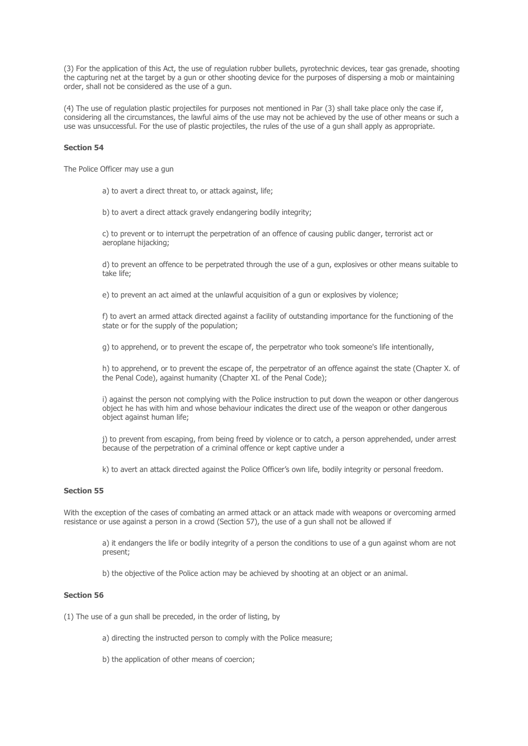(3) For the application of this Act, the use of regulation rubber bullets, pyrotechnic devices, tear gas grenade, shooting the capturing net at the target by a gun or other shooting device for the purposes of dispersing a mob or maintaining order, shall not be considered as the use of a gun.

(4) The use of regulation plastic projectiles for purposes not mentioned in Par (3) shall take place only the case if, considering all the circumstances, the lawful aims of the use may not be achieved by the use of other means or such a use was unsuccessful. For the use of plastic projectiles, the rules of the use of a gun shall apply as appropriate.

**Section 54**

The Police Officer may use a gun

a) to avert a direct threat to, or attack against, life;

b) to avert a direct attack gravely endangering bodily integrity;

c) to prevent or to interrupt the perpetration of an offence of causing public danger, terrorist act or aeroplane hijacking;

d) to prevent an offence to be perpetrated through the use of a gun, explosives or other means suitable to take life;

e) to prevent an act aimed at the unlawful acquisition of a gun or explosives by violence;

f) to avert an armed attack directed against a facility of outstanding importance for the functioning of the state or for the supply of the population;

g) to apprehend, or to prevent the escape of, the perpetrator who took someone's life intentionally,

h) to apprehend, or to prevent the escape of, the perpetrator of an offence against the state (Chapter X. of the Penal Code), against humanity (Chapter XI. of the Penal Code);

i) against the person not complying with the Police instruction to put down the weapon or other dangerous object he has with him and whose behaviour indicates the direct use of the weapon or other dangerous object against human life;

j) to prevent from escaping, from being freed by violence or to catch, a person apprehended, under arrest because of the perpetration of a criminal offence or kept captive under a

k) to avert an attack directed against the Police Officer's own life, bodily integrity or personal freedom.

**Section 55**

With the exception of the cases of combating an armed attack or an attack made with weapons or overcoming armed resistance or use against a person in a crowd (Section 57), the use of a gun shall not be allowed if

a) it endangers the life or bodily integrity of a person the conditions to use of a gun against whom are not present;

b) the objective of the Police action may be achieved by shooting at an object or an animal.

**Section 56**

(1) The use of a gun shall be preceded, in the order of listing, by

a) directing the instructed person to comply with the Police measure;

b) the application of other means of coercion;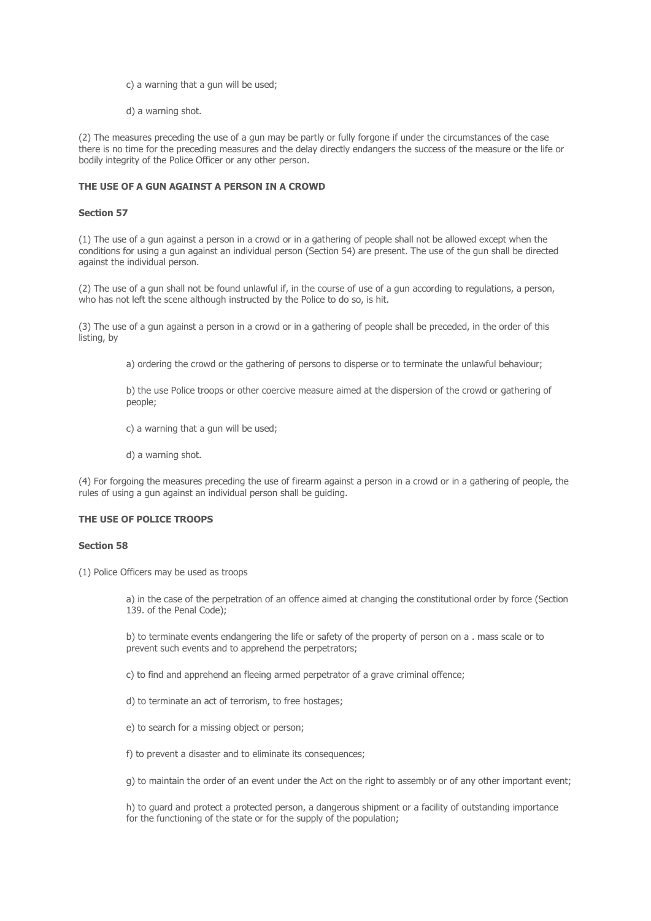c) a warning that a gun will be used;

d) a warning shot.

(2) The measures preceding the use of a gun may be partly or fully forgone if under the circumstances of the case there is no time for the preceding measures and the delay directly endangers the success of the measure or the life or bodily integrity of the Police Officer or any other person.

**THE USE OF A GUN AGAINST A PERSON IN A CROWD**

**Section 57**

(1) The use of a gun against a person in a crowd or in a gathering of people shall not be allowed except when the conditions for using a gun against an individual person (Section 54) are present. The use of the gun shall be directed against the individual person.

(2) The use of a gun shall not be found unlawful if, in the course of use of a gun according to regulations, a person, who has not left the scene although instructed by the Police to do so, is hit.

(3) The use of a gun against a person in a crowd or in a gathering of people shall be preceded, in the order of this listing, by

a) ordering the crowd or the gathering of persons to disperse or to terminate the unlawful behaviour;

b) the use Police troops or other coercive measure aimed at the dispersion of the crowd or gathering of people;

c) a warning that a gun will be used;

d) a warning shot.

(4) For forgoing the measures preceding the use of firearm against a person in a crowd or in a gathering of people, the rules of using a gun against an individual person shall be guiding.

**THE USE OF POLICE TROOPS**

**Section 58**

(1) Police Officers may be used as troops

a) in the case of the perpetration of an offence aimed at changing the constitutional order by force (Section 139. of the Penal Code);

b) to terminate events endangering the life or safety of the property of person on a . mass scale or to prevent such events and to apprehend the perpetrators;

c) to find and apprehend an fleeing armed perpetrator of a grave criminal offence;

d) to terminate an act of terrorism, to free hostages;

e) to search for a missing object or person;

f) to prevent a disaster and to eliminate its consequences;

g) to maintain the order of an event under the Act on the right to assembly or of any other important event;

h) to guard and protect a protected person, a dangerous shipment or a facility of outstanding importance for the functioning of the state or for the supply of the population;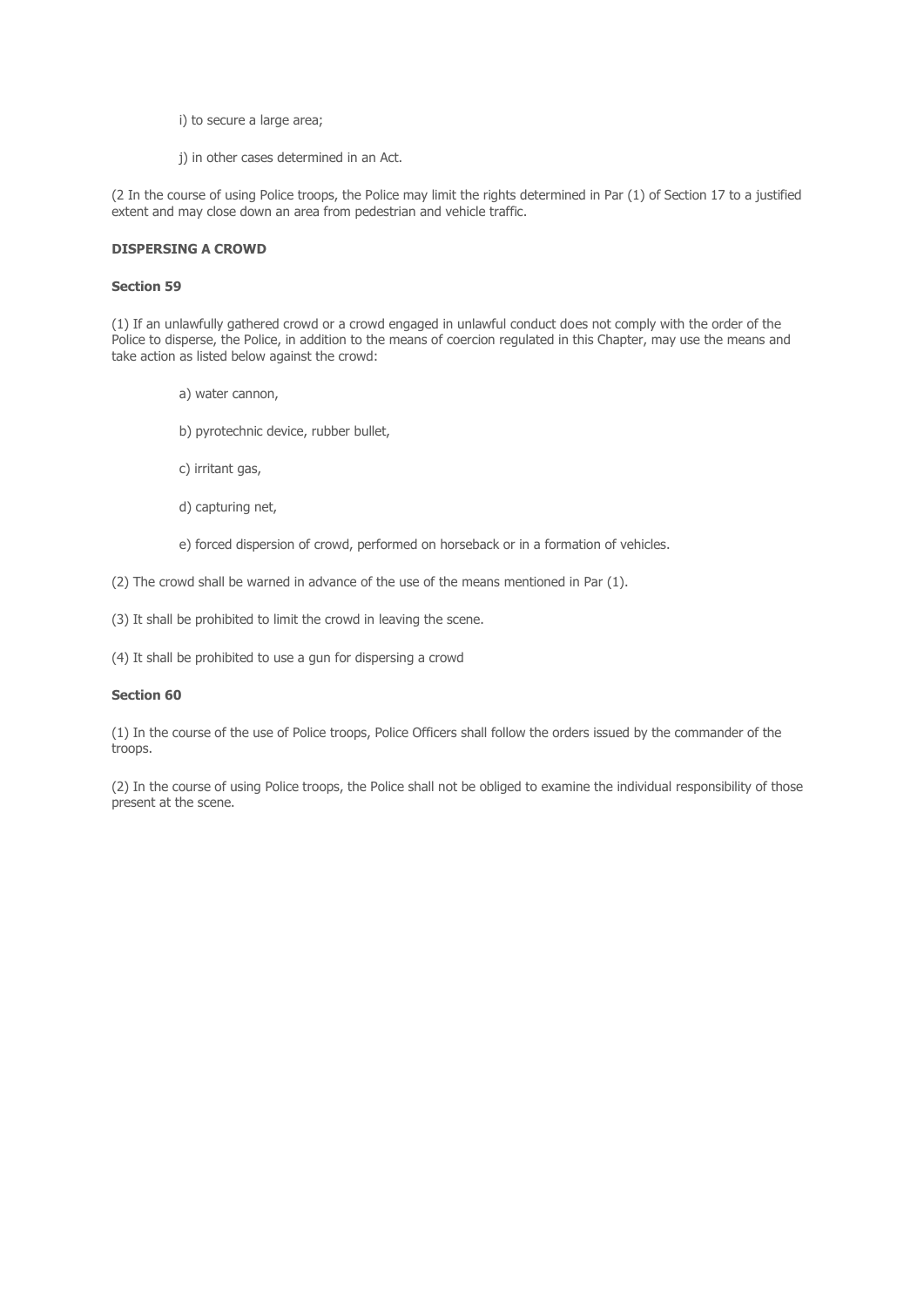i) to secure a large area;

j) in other cases determined in an Act.

(2 In the course of using Police troops, the Police may limit the rights determined in Par (1) of Section 17 to a justified extent and may close down an area from pedestrian and vehicle traffic.

**DISPERSING A CROWD**

**Section 59**

(1) If an unlawfully gathered crowd or a crowd engaged in unlawful conduct does not comply with the order of the Police to disperse, the Police, in addition to the means of coercion regulated in this Chapter, may use the means and take action as listed below against the crowd:

a) water cannon,

b) pyrotechnic device, rubber bullet,

c) irritant gas,

d) capturing net,

e) forced dispersion of crowd, performed on horseback or in a formation of vehicles.

(2) The crowd shall be warned in advance of the use of the means mentioned in Par (1).

(3) It shall be prohibited to limit the crowd in leaving the scene.

(4) It shall be prohibited to use a gun for dispersing a crowd

**Section 60**

(1) In the course of the use of Police troops, Police Officers shall follow the orders issued by the commander of the troops.

(2) In the course of using Police troops, the Police shall not be obliged to examine the individual responsibility of those present at the scene.